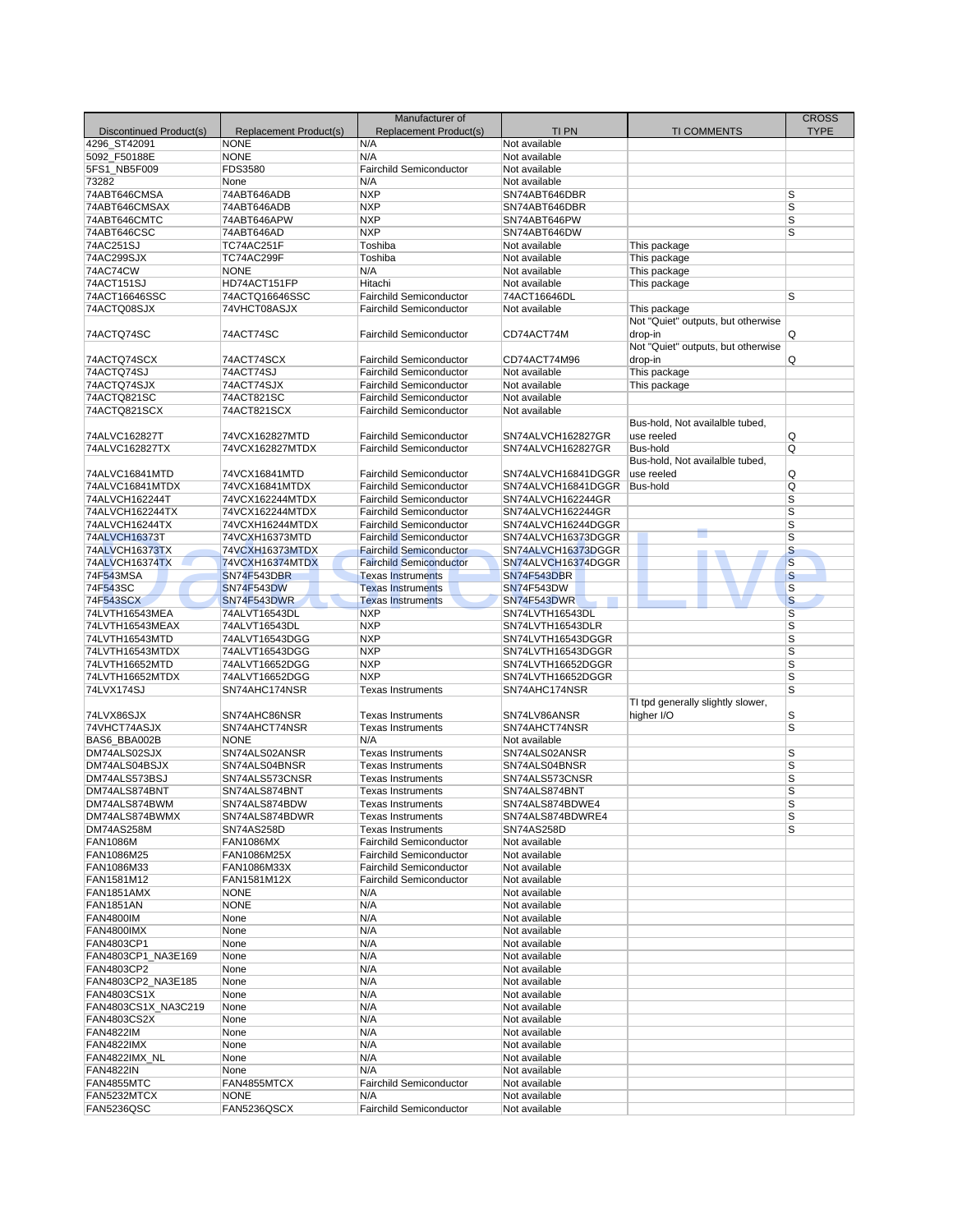| Discontinued Product(s) | Replacement Product(s) | Manufacturer of Replacement Product(s) | TI PN | TI COMMENTS | CROSS TYPE |
|---|---|---|---|---|---|
| 4296_ST42091 | NONE | N/A | Not available | | |
| 5092_F50188E | NONE | N/A | Not available | | |
| 5FS1_NB5F009 | FDS3580 | Fairchild Semiconductor | Not available | | |
| 73282 | None | N/A | Not available | | |
| 74ABT646CMSA | 74ABT646ADB | NXP | SN74ABT646DBR | | S |
| 74ABT646CMSAX | 74ABT646ADB | NXP | SN74ABT646DBR | | S |
| 74ABT646CMTC | 74ABT646APW | NXP | SN74ABT646PW | | S |
| 74ABT646CSC | 74ABT646AD | NXP | SN74ABT646DW | | S |
| 74AC251SJ | TC74AC251F | Toshiba | Not available | This package | |
| 74AC299SJX | TC74AC299F | Toshiba | Not available | This package | |
| 74AC74CW | NONE | N/A | Not available | This package | |
| 74ACT151SJ | HD74ACT151FP | Hitachi | Not available | This package | |
| 74ACT16646SSC | 74ACTQ16646SSC | Fairchild Semiconductor | 74ACT16646DL | | S |
| 74ACTQ08SJX | 74VHCT08ASJX | Fairchild Semiconductor | Not available | This package | |
| 74ACTQ74SC | 74ACT74SC | Fairchild Semiconductor | CD74ACT74M | Not "Quiet" outputs, but otherwise drop-in | Q |
| 74ACTQ74SCX | 74ACT74SCX | Fairchild Semiconductor | CD74ACT74M96 | Not "Quiet" outputs, but otherwise drop-in | Q |
| 74ACTQ74SJ | 74ACT74SJ | Fairchild Semiconductor | Not available | This package | |
| 74ACTQ74SJX | 74ACT74SJX | Fairchild Semiconductor | Not available | This package | |
| 74ACTQ821SC | 74ACT821SC | Fairchild Semiconductor | Not available | | |
| 74ACTQ821SCX | 74ACT821SCX | Fairchild Semiconductor | Not available | | |
| 74ALVC162827T | 74VCX162827MTD | Fairchild Semiconductor | SN74ALVCH162827GR | Bus-hold, Not availalble tubed, use reeled | Q |
| 74ALVC162827TX | 74VCX162827MTDX | Fairchild Semiconductor | SN74ALVCH162827GR | Bus-hold | Q |
| 74ALVC16841MTD | 74VCX16841MTD | Fairchild Semiconductor | SN74ALVCH16841DGGR | Bus-hold, Not availalble tubed, use reeled | Q |
| 74ALVC16841MTDX | 74VCX16841MTDX | Fairchild Semiconductor | SN74ALVCH16841DGGR | Bus-hold | Q |
| 74ALVCH162244T | 74VCX162244MTDX | Fairchild Semiconductor | SN74ALVCH162244GR | | S |
| 74ALVCH162244TX | 74VCX162244MTDX | Fairchild Semiconductor | SN74ALVCH162244GR | | S |
| 74ALVCH16244TX | 74VCXH16244MTDX | Fairchild Semiconductor | SN74ALVCH16244DGGR | | S |
| 74ALVCH16373T | 74VCXH16373MTD | Fairchild Semiconductor | SN74ALVCH16373DGGR | | S |
| 74ALVCH16373TX | 74VCXH16373MTDX | Fairchild Semiconductor | SN74ALVCH16373DGGR | | S |
| 74ALVCH16374TX | 74VCXH16374MTDX | Fairchild Semiconductor | SN74ALVCH16374DGGR | | S |
| 74F543MSA | SN74F543DBR | Texas Instruments | SN74F543DBR | | S |
| 74F543SC | SN74F543DW | Texas Instruments | SN74F543DW | | S |
| 74F543SCX | SN74F543DWR | Texas Instruments | SN74F543DWR | | S |
| 74LVTH16543MEA | 74ALVT16543DL | NXP | SN74LVTH16543DL | | S |
| 74LVTH16543MEAX | 74ALVT16543DL | NXP | SN74LVTH16543DLR | | S |
| 74LVTH16543MTD | 74ALVT16543DGG | NXP | SN74LVTH16543DGGR | | S |
| 74LVTH16543MTDX | 74ALVT16543DGG | NXP | SN74LVTH16543DGGR | | S |
| 74LVTH16652MTD | 74ALVT16652DGG | NXP | SN74LVTH16652DGGR | | S |
| 74LVTH16652MTDX | 74ALVT16652DGG | NXP | SN74LVTH16652DGGR | | S |
| 74LVX174SJ | SN74AHC174NSR | Texas Instruments | SN74AHC174NSR | | S |
| 74LVX86SJX | SN74AHC86NSR | Texas Instruments | SN74LV86ANSR | TI tpd generally slightly slower, higher I/O | S |
| 74VHCT74ASJX | SN74AHCT74NSR | Texas Instruments | SN74AHCT74NSR | | S |
| BAS6_BBA002B | NONE | N/A | Not available | | |
| DM74ALS02SJX | SN74ALS02ANSR | Texas Instruments | SN74ALS02ANSR | | S |
| DM74ALS04BSJX | SN74ALS04BNSR | Texas Instruments | SN74ALS04BNSR | | S |
| DM74ALS573BSJ | SN74ALS573CNSR | Texas Instruments | SN74ALS573CNSR | | S |
| DM74ALS874BNT | SN74ALS874BNT | Texas Instruments | SN74ALS874BNT | | S |
| DM74ALS874BWM | SN74ALS874BDW | Texas Instruments | SN74ALS874BDWE4 | | S |
| DM74ALS874BWMX | SN74ALS874BDWR | Texas Instruments | SN74ALS874BDWRE4 | | S |
| DM74AS258M | SN74AS258D | Texas Instruments | SN74AS258D | | S |
| FAN1086M | FAN1086MX | Fairchild Semiconductor | Not available | | |
| FAN1086M25 | FAN1086M25X | Fairchild Semiconductor | Not available | | |
| FAN1086M33 | FAN1086M33X | Fairchild Semiconductor | Not available | | |
| FAN1581M12 | FAN1581M12X | Fairchild Semiconductor | Not available | | |
| FAN1851AMX | NONE | N/A | Not available | | |
| FAN1851AN | NONE | N/A | Not available | | |
| FAN4800IM | None | N/A | Not available | | |
| FAN4800IMX | None | N/A | Not available | | |
| FAN4803CP1 | None | N/A | Not available | | |
| FAN4803CP1_NA3E169 | None | N/A | Not available | | |
| FAN4803CP2 | None | N/A | Not available | | |
| FAN4803CP2_NA3E185 | None | N/A | Not available | | |
| FAN4803CS1X | None | N/A | Not available | | |
| FAN4803CS1X_NA3C219 | None | N/A | Not available | | |
| FAN4803CS2X | None | N/A | Not available | | |
| FAN4822IM | None | N/A | Not available | | |
| FAN4822IMX | None | N/A | Not available | | |
| FAN4822IMX_NL | None | N/A | Not available | | |
| FAN4822IN | None | N/A | Not available | | |
| FAN4855MTC | FAN4855MTCX | Fairchild Semiconductor | Not available | | |
| FAN5232MTCX | NONE | N/A | Not available | | |
| FAN5236QSC | FAN5236QSCX | Fairchild Semiconductor | Not available | | |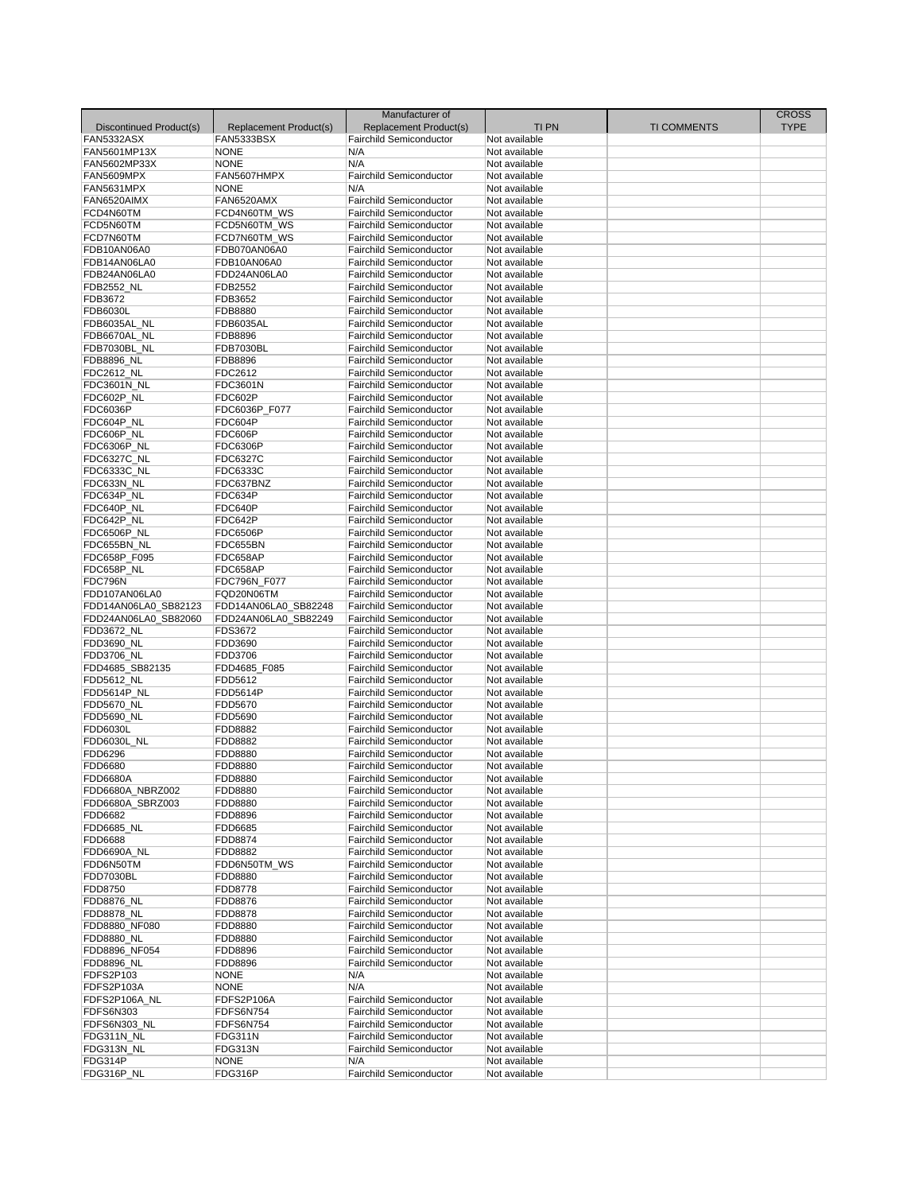| Discontinued Product(s) | Replacement Product(s) | Manufacturer of Replacement Product(s) | TI PN | TI COMMENTS | CROSS TYPE |
|---|---|---|---|---|---|
| FAN5332ASX | FAN5333BSX | Fairchild Semiconductor | Not available | | |
| FAN5601MP13X | NONE | N/A | Not available | | |
| FAN5602MP33X | NONE | N/A | Not available | | |
| FAN5609MPX | FAN5607HMPX | Fairchild Semiconductor | Not available | | |
| FAN5631MPX | NONE | N/A | Not available | | |
| FAN6520AIMX | FAN6520AMX | Fairchild Semiconductor | Not available | | |
| FCD4N60TM | FCD4N60TM_WS | Fairchild Semiconductor | Not available | | |
| FCD5N60TM | FCD5N60TM_WS | Fairchild Semiconductor | Not available | | |
| FCD7N60TM | FCD7N60TM_WS | Fairchild Semiconductor | Not available | | |
| FDB10AN06A0 | FDB070AN06A0 | Fairchild Semiconductor | Not available | | |
| FDB14AN06LA0 | FDB10AN06A0 | Fairchild Semiconductor | Not available | | |
| FDB24AN06LA0 | FDD24AN06LA0 | Fairchild Semiconductor | Not available | | |
| FDB2552_NL | FDB2552 | Fairchild Semiconductor | Not available | | |
| FDB3672 | FDB3652 | Fairchild Semiconductor | Not available | | |
| FDB6030L | FDB8880 | Fairchild Semiconductor | Not available | | |
| FDB6035AL_NL | FDB6035AL | Fairchild Semiconductor | Not available | | |
| FDB6670AL_NL | FDB8896 | Fairchild Semiconductor | Not available | | |
| FDB7030BL_NL | FDB7030BL | Fairchild Semiconductor | Not available | | |
| FDB8896_NL | FDB8896 | Fairchild Semiconductor | Not available | | |
| FDC2612_NL | FDC2612 | Fairchild Semiconductor | Not available | | |
| FDC3601N_NL | FDC3601N | Fairchild Semiconductor | Not available | | |
| FDC602P_NL | FDC602P | Fairchild Semiconductor | Not available | | |
| FDC6036P | FDC6036P_F077 | Fairchild Semiconductor | Not available | | |
| FDC604P_NL | FDC604P | Fairchild Semiconductor | Not available | | |
| FDC606P_NL | FDC606P | Fairchild Semiconductor | Not available | | |
| FDC6306P_NL | FDC6306P | Fairchild Semiconductor | Not available | | |
| FDC6327C_NL | FDC6327C | Fairchild Semiconductor | Not available | | |
| FDC6333C_NL | FDC6333C | Fairchild Semiconductor | Not available | | |
| FDC633N_NL | FDC637BNZ | Fairchild Semiconductor | Not available | | |
| FDC634P_NL | FDC634P | Fairchild Semiconductor | Not available | | |
| FDC640P_NL | FDC640P | Fairchild Semiconductor | Not available | | |
| FDC642P_NL | FDC642P | Fairchild Semiconductor | Not available | | |
| FDC6506P_NL | FDC6506P | Fairchild Semiconductor | Not available | | |
| FDC655BN_NL | FDC655BN | Fairchild Semiconductor | Not available | | |
| FDC658P_F095 | FDC658AP | Fairchild Semiconductor | Not available | | |
| FDC658P_NL | FDC658AP | Fairchild Semiconductor | Not available | | |
| FDC796N | FDC796N_F077 | Fairchild Semiconductor | Not available | | |
| FDD107AN06LA0 | FQD20N06TM | Fairchild Semiconductor | Not available | | |
| FDD14AN06LA0_SB82123 | FDD14AN06LA0_SB82248 | Fairchild Semiconductor | Not available | | |
| FDD24AN06LA0_SB82060 | FDD24AN06LA0_SB82249 | Fairchild Semiconductor | Not available | | |
| FDD3672_NL | FDS3672 | Fairchild Semiconductor | Not available | | |
| FDD3690_NL | FDD3690 | Fairchild Semiconductor | Not available | | |
| FDD3706_NL | FDD3706 | Fairchild Semiconductor | Not available | | |
| FDD4685_SB82135 | FDD4685_F085 | Fairchild Semiconductor | Not available | | |
| FDD5612_NL | FDD5612 | Fairchild Semiconductor | Not available | | |
| FDD5614P_NL | FDD5614P | Fairchild Semiconductor | Not available | | |
| FDD5670_NL | FDD5670 | Fairchild Semiconductor | Not available | | |
| FDD5690_NL | FDD5690 | Fairchild Semiconductor | Not available | | |
| FDD6030L | FDD8882 | Fairchild Semiconductor | Not available | | |
| FDD6030L_NL | FDD8882 | Fairchild Semiconductor | Not available | | |
| FDD6296 | FDD8880 | Fairchild Semiconductor | Not available | | |
| FDD6680 | FDD8880 | Fairchild Semiconductor | Not available | | |
| FDD6680A | FDD8880 | Fairchild Semiconductor | Not available | | |
| FDD6680A_NBRZ002 | FDD8880 | Fairchild Semiconductor | Not available | | |
| FDD6680A_SBRZ003 | FDD8880 | Fairchild Semiconductor | Not available | | |
| FDD6682 | FDD8896 | Fairchild Semiconductor | Not available | | |
| FDD6685_NL | FDD6685 | Fairchild Semiconductor | Not available | | |
| FDD6688 | FDD8874 | Fairchild Semiconductor | Not available | | |
| FDD6690A_NL | FDD8882 | Fairchild Semiconductor | Not available | | |
| FDD6N50TM | FDD6N50TM_WS | Fairchild Semiconductor | Not available | | |
| FDD7030BL | FDD8880 | Fairchild Semiconductor | Not available | | |
| FDD8750 | FDD8778 | Fairchild Semiconductor | Not available | | |
| FDD8876_NL | FDD8876 | Fairchild Semiconductor | Not available | | |
| FDD8878_NL | FDD8878 | Fairchild Semiconductor | Not available | | |
| FDD8880_NF080 | FDD8880 | Fairchild Semiconductor | Not available | | |
| FDD8880_NL | FDD8880 | Fairchild Semiconductor | Not available | | |
| FDD8896_NF054 | FDD8896 | Fairchild Semiconductor | Not available | | |
| FDD8896_NL | FDD8896 | Fairchild Semiconductor | Not available | | |
| FDFS2P103 | NONE | N/A | Not available | | |
| FDFS2P103A | NONE | N/A | Not available | | |
| FDFS2P106A_NL | FDFS2P106A | Fairchild Semiconductor | Not available | | |
| FDFS6N303 | FDFS6N754 | Fairchild Semiconductor | Not available | | |
| FDFS6N303_NL | FDFS6N754 | Fairchild Semiconductor | Not available | | |
| FDG311N_NL | FDG311N | Fairchild Semiconductor | Not available | | |
| FDG313N_NL | FDG313N | Fairchild Semiconductor | Not available | | |
| FDG314P | NONE | N/A | Not available | | |
| FDG316P_NL | FDG316P | Fairchild Semiconductor | Not available | | |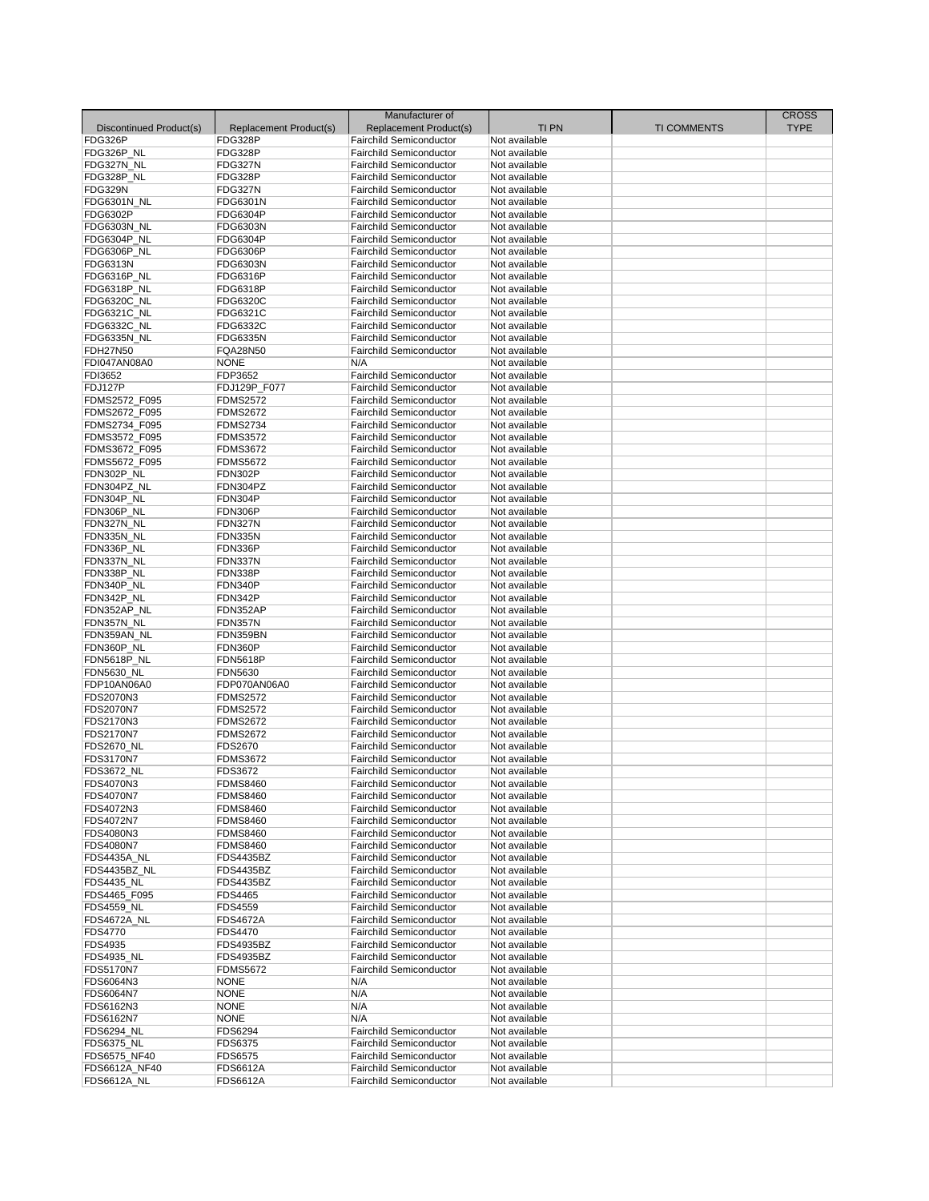| Discontinued Product(s) | Replacement Product(s) | Manufacturer of Replacement Product(s) | TI PN | TI COMMENTS | CROSS TYPE |
|---|---|---|---|---|---|
| FDG326P | FDG328P | Fairchild Semiconductor | Not available | | |
| FDG326P_NL | FDG328P | Fairchild Semiconductor | Not available | | |
| FDG327N_NL | FDG327N | Fairchild Semiconductor | Not available | | |
| FDG328P_NL | FDG328P | Fairchild Semiconductor | Not available | | |
| FDG329N | FDG327N | Fairchild Semiconductor | Not available | | |
| FDG6301N_NL | FDG6301N | Fairchild Semiconductor | Not available | | |
| FDG6302P | FDG6304P | Fairchild Semiconductor | Not available | | |
| FDG6303N_NL | FDG6303N | Fairchild Semiconductor | Not available | | |
| FDG6304P_NL | FDG6304P | Fairchild Semiconductor | Not available | | |
| FDG6306P_NL | FDG6306P | Fairchild Semiconductor | Not available | | |
| FDG6313N | FDG6303N | Fairchild Semiconductor | Not available | | |
| FDG6316P_NL | FDG6316P | Fairchild Semiconductor | Not available | | |
| FDG6318P_NL | FDG6318P | Fairchild Semiconductor | Not available | | |
| FDG6320C_NL | FDG6320C | Fairchild Semiconductor | Not available | | |
| FDG6321C_NL | FDG6321C | Fairchild Semiconductor | Not available | | |
| FDG6332C_NL | FDG6332C | Fairchild Semiconductor | Not available | | |
| FDG6335N_NL | FDG6335N | Fairchild Semiconductor | Not available | | |
| FDH27N50 | FQA28N50 | Fairchild Semiconductor | Not available | | |
| FDI047AN08A0 | NONE | N/A | Not available | | |
| FDI3652 | FDP3652 | Fairchild Semiconductor | Not available | | |
| FDJ127P | FDJ129P_F077 | Fairchild Semiconductor | Not available | | |
| FDMS2572_F095 | FDMS2572 | Fairchild Semiconductor | Not available | | |
| FDMS2672_F095 | FDMS2672 | Fairchild Semiconductor | Not available | | |
| FDMS2734_F095 | FDMS2734 | Fairchild Semiconductor | Not available | | |
| FDMS3572_F095 | FDMS3572 | Fairchild Semiconductor | Not available | | |
| FDMS3672_F095 | FDMS3672 | Fairchild Semiconductor | Not available | | |
| FDMS5672_F095 | FDMS5672 | Fairchild Semiconductor | Not available | | |
| FDN302P_NL | FDN302P | Fairchild Semiconductor | Not available | | |
| FDN304PZ_NL | FDN304PZ | Fairchild Semiconductor | Not available | | |
| FDN304P_NL | FDN304P | Fairchild Semiconductor | Not available | | |
| FDN306P_NL | FDN306P | Fairchild Semiconductor | Not available | | |
| FDN327N_NL | FDN327N | Fairchild Semiconductor | Not available | | |
| FDN335N_NL | FDN335N | Fairchild Semiconductor | Not available | | |
| FDN336P_NL | FDN336P | Fairchild Semiconductor | Not available | | |
| FDN337N_NL | FDN337N | Fairchild Semiconductor | Not available | | |
| FDN338P_NL | FDN338P | Fairchild Semiconductor | Not available | | |
| FDN340P_NL | FDN340P | Fairchild Semiconductor | Not available | | |
| FDN342P_NL | FDN342P | Fairchild Semiconductor | Not available | | |
| FDN352AP_NL | FDN352AP | Fairchild Semiconductor | Not available | | |
| FDN357N_NL | FDN357N | Fairchild Semiconductor | Not available | | |
| FDN359AN_NL | FDN359BN | Fairchild Semiconductor | Not available | | |
| FDN360P_NL | FDN360P | Fairchild Semiconductor | Not available | | |
| FDN5618P_NL | FDN5618P | Fairchild Semiconductor | Not available | | |
| FDN5630_NL | FDN5630 | Fairchild Semiconductor | Not available | | |
| FDP10AN06A0 | FDP070AN06A0 | Fairchild Semiconductor | Not available | | |
| FDS2070N3 | FDMS2572 | Fairchild Semiconductor | Not available | | |
| FDS2070N7 | FDMS2572 | Fairchild Semiconductor | Not available | | |
| FDS2170N3 | FDMS2672 | Fairchild Semiconductor | Not available | | |
| FDS2170N7 | FDMS2672 | Fairchild Semiconductor | Not available | | |
| FDS2670_NL | FDS2670 | Fairchild Semiconductor | Not available | | |
| FDS3170N7 | FDMS3672 | Fairchild Semiconductor | Not available | | |
| FDS3672_NL | FDS3672 | Fairchild Semiconductor | Not available | | |
| FDS4070N3 | FDMS8460 | Fairchild Semiconductor | Not available | | |
| FDS4070N7 | FDMS8460 | Fairchild Semiconductor | Not available | | |
| FDS4072N3 | FDMS8460 | Fairchild Semiconductor | Not available | | |
| FDS4072N7 | FDMS8460 | Fairchild Semiconductor | Not available | | |
| FDS4080N3 | FDMS8460 | Fairchild Semiconductor | Not available | | |
| FDS4080N7 | FDMS8460 | Fairchild Semiconductor | Not available | | |
| FDS4435A_NL | FDS4435BZ | Fairchild Semiconductor | Not available | | |
| FDS4435BZ_NL | FDS4435BZ | Fairchild Semiconductor | Not available | | |
| FDS4435_NL | FDS4435BZ | Fairchild Semiconductor | Not available | | |
| FDS4465_F095 | FDS4465 | Fairchild Semiconductor | Not available | | |
| FDS4559_NL | FDS4559 | Fairchild Semiconductor | Not available | | |
| FDS4672A_NL | FDS4672A | Fairchild Semiconductor | Not available | | |
| FDS4770 | FDS4470 | Fairchild Semiconductor | Not available | | |
| FDS4935 | FDS4935BZ | Fairchild Semiconductor | Not available | | |
| FDS4935_NL | FDS4935BZ | Fairchild Semiconductor | Not available | | |
| FDS5170N7 | FDMS5672 | Fairchild Semiconductor | Not available | | |
| FDS6064N3 | NONE | N/A | Not available | | |
| FDS6064N7 | NONE | N/A | Not available | | |
| FDS6162N3 | NONE | N/A | Not available | | |
| FDS6162N7 | NONE | N/A | Not available | | |
| FDS6294_NL | FDS6294 | Fairchild Semiconductor | Not available | | |
| FDS6375_NL | FDS6375 | Fairchild Semiconductor | Not available | | |
| FDS6575_NF40 | FDS6575 | Fairchild Semiconductor | Not available | | |
| FDS6612A_NF40 | FDS6612A | Fairchild Semiconductor | Not available | | |
| FDS6612A_NL | FDS6612A | Fairchild Semiconductor | Not available | | |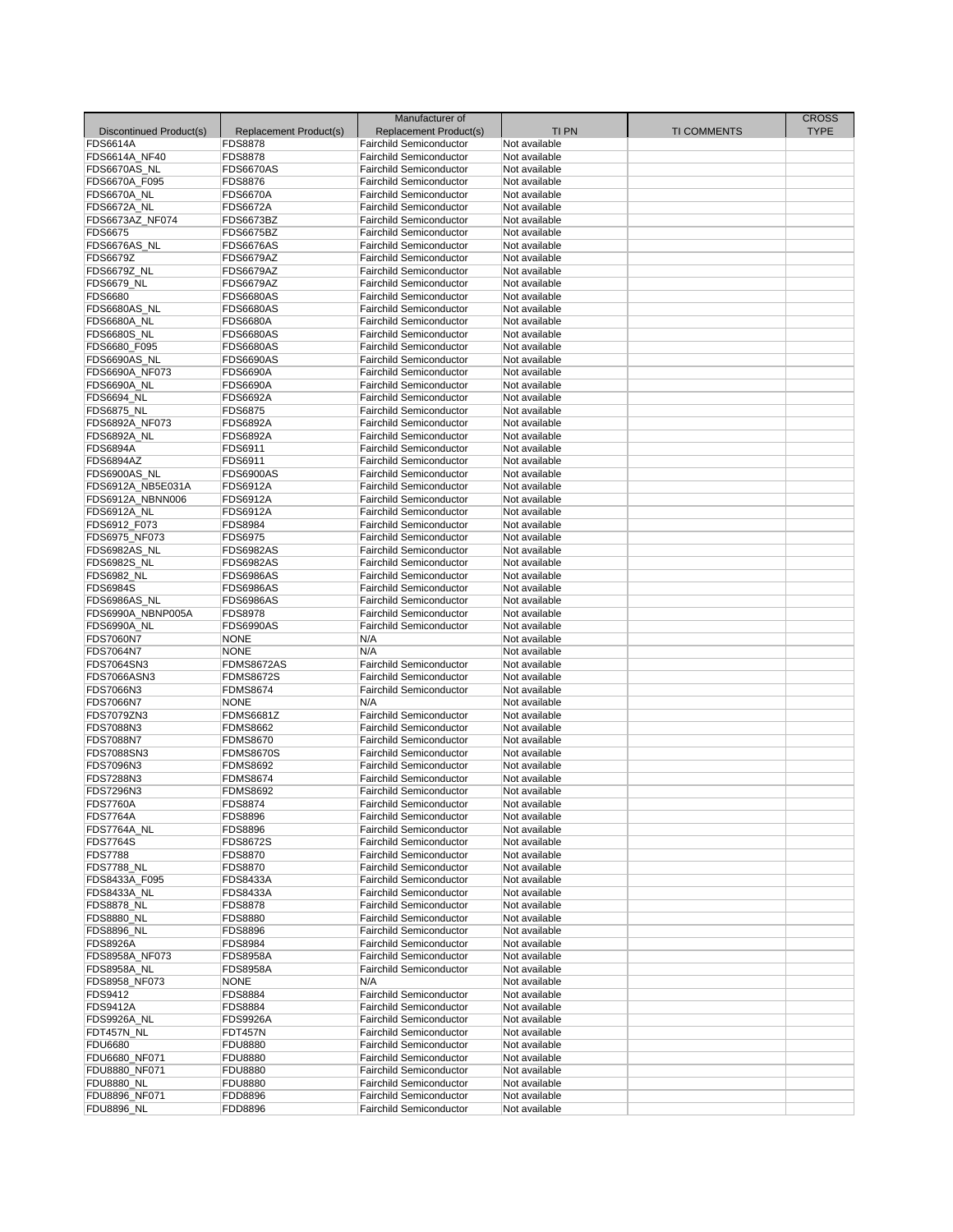| Discontinued Product(s) | Replacement Product(s) | Manufacturer of Replacement Product(s) | TI PN | TI COMMENTS | CROSS TYPE |
|---|---|---|---|---|---|
| FDS6614A | FDS8878 | Fairchild Semiconductor | Not available | | |
| FDS6614A_NF40 | FDS8878 | Fairchild Semiconductor | Not available | | |
| FDS6670AS_NL | FDS6670AS | Fairchild Semiconductor | Not available | | |
| FDS6670A_F095 | FDS8876 | Fairchild Semiconductor | Not available | | |
| FDS6670A_NL | FDS6670A | Fairchild Semiconductor | Not available | | |
| FDS6672A_NL | FDS6672A | Fairchild Semiconductor | Not available | | |
| FDS6673AZ_NF074 | FDS6673BZ | Fairchild Semiconductor | Not available | | |
| FDS6675 | FDS6675BZ | Fairchild Semiconductor | Not available | | |
| FDS6676AS_NL | FDS6676AS | Fairchild Semiconductor | Not available | | |
| FDS6679Z | FDS6679AZ | Fairchild Semiconductor | Not available | | |
| FDS6679Z_NL | FDS6679AZ | Fairchild Semiconductor | Not available | | |
| FDS6679_NL | FDS6679AZ | Fairchild Semiconductor | Not available | | |
| FDS6680 | FDS6680AS | Fairchild Semiconductor | Not available | | |
| FDS6680AS_NL | FDS6680AS | Fairchild Semiconductor | Not available | | |
| FDS6680A_NL | FDS6680A | Fairchild Semiconductor | Not available | | |
| FDS6680S_NL | FDS6680AS | Fairchild Semiconductor | Not available | | |
| FDS6680_F095 | FDS6680AS | Fairchild Semiconductor | Not available | | |
| FDS6690AS_NL | FDS6690AS | Fairchild Semiconductor | Not available | | |
| FDS6690A_NF073 | FDS6690A | Fairchild Semiconductor | Not available | | |
| FDS6690A_NL | FDS6690A | Fairchild Semiconductor | Not available | | |
| FDS6694_NL | FDS6692A | Fairchild Semiconductor | Not available | | |
| FDS6875_NL | FDS6875 | Fairchild Semiconductor | Not available | | |
| FDS6892A_NF073 | FDS6892A | Fairchild Semiconductor | Not available | | |
| FDS6892A_NL | FDS6892A | Fairchild Semiconductor | Not available | | |
| FDS6894A | FDS6911 | Fairchild Semiconductor | Not available | | |
| FDS6894AZ | FDS6911 | Fairchild Semiconductor | Not available | | |
| FDS6900AS_NL | FDS6900AS | Fairchild Semiconductor | Not available | | |
| FDS6912A_NB5E031A | FDS6912A | Fairchild Semiconductor | Not available | | |
| FDS6912A_NBNN006 | FDS6912A | Fairchild Semiconductor | Not available | | |
| FDS6912A_NL | FDS6912A | Fairchild Semiconductor | Not available | | |
| FDS6912_F073 | FDS8984 | Fairchild Semiconductor | Not available | | |
| FDS6975_NF073 | FDS6975 | Fairchild Semiconductor | Not available | | |
| FDS6982AS_NL | FDS6982AS | Fairchild Semiconductor | Not available | | |
| FDS6982S_NL | FDS6982AS | Fairchild Semiconductor | Not available | | |
| FDS6982_NL | FDS6986AS | Fairchild Semiconductor | Not available | | |
| FDS6984S | FDS6986AS | Fairchild Semiconductor | Not available | | |
| FDS6986AS_NL | FDS6986AS | Fairchild Semiconductor | Not available | | |
| FDS6990A_NBNP005A | FDS8978 | Fairchild Semiconductor | Not available | | |
| FDS6990A_NL | FDS6990AS | Fairchild Semiconductor | Not available | | |
| FDS7060N7 | NONE | N/A | Not available | | |
| FDS7064N7 | NONE | N/A | Not available | | |
| FDS7064SN3 | FDMS8672AS | Fairchild Semiconductor | Not available | | |
| FDS7066ASN3 | FDMS8672S | Fairchild Semiconductor | Not available | | |
| FDS7066N3 | FDMS8674 | Fairchild Semiconductor | Not available | | |
| FDS7066N7 | NONE | N/A | Not available | | |
| FDS7079ZN3 | FDMS6681Z | Fairchild Semiconductor | Not available | | |
| FDS7088N3 | FDMS8662 | Fairchild Semiconductor | Not available | | |
| FDS7088N7 | FDMS8670 | Fairchild Semiconductor | Not available | | |
| FDS7088SN3 | FDMS8670S | Fairchild Semiconductor | Not available | | |
| FDS7096N3 | FDMS8692 | Fairchild Semiconductor | Not available | | |
| FDS7288N3 | FDMS8674 | Fairchild Semiconductor | Not available | | |
| FDS7296N3 | FDMS8692 | Fairchild Semiconductor | Not available | | |
| FDS7760A | FDS8874 | Fairchild Semiconductor | Not available | | |
| FDS7764A | FDS8896 | Fairchild Semiconductor | Not available | | |
| FDS7764A_NL | FDS8896 | Fairchild Semiconductor | Not available | | |
| FDS7764S | FDS8672S | Fairchild Semiconductor | Not available | | |
| FDS7788 | FDS8870 | Fairchild Semiconductor | Not available | | |
| FDS7788_NL | FDS8870 | Fairchild Semiconductor | Not available | | |
| FDS8433A_F095 | FDS8433A | Fairchild Semiconductor | Not available | | |
| FDS8433A_NL | FDS8433A | Fairchild Semiconductor | Not available | | |
| FDS8878_NL | FDS8878 | Fairchild Semiconductor | Not available | | |
| FDS8880_NL | FDS8880 | Fairchild Semiconductor | Not available | | |
| FDS8896_NL | FDS8896 | Fairchild Semiconductor | Not available | | |
| FDS8926A | FDS8984 | Fairchild Semiconductor | Not available | | |
| FDS8958A_NF073 | FDS8958A | Fairchild Semiconductor | Not available | | |
| FDS8958A_NL | FDS8958A | Fairchild Semiconductor | Not available | | |
| FDS8958_NF073 | NONE | N/A | Not available | | |
| FDS9412 | FDS8884 | Fairchild Semiconductor | Not available | | |
| FDS9412A | FDS8884 | Fairchild Semiconductor | Not available | | |
| FDS9926A_NL | FDS9926A | Fairchild Semiconductor | Not available | | |
| FDT457N_NL | FDT457N | Fairchild Semiconductor | Not available | | |
| FDU6680 | FDU8880 | Fairchild Semiconductor | Not available | | |
| FDU6680_NF071 | FDU8880 | Fairchild Semiconductor | Not available | | |
| FDU8880_NF071 | FDU8880 | Fairchild Semiconductor | Not available | | |
| FDU8880_NL | FDU8880 | Fairchild Semiconductor | Not available | | |
| FDU8896_NF071 | FDD8896 | Fairchild Semiconductor | Not available | | |
| FDU8896_NL | FDD8896 | Fairchild Semiconductor | Not available | | |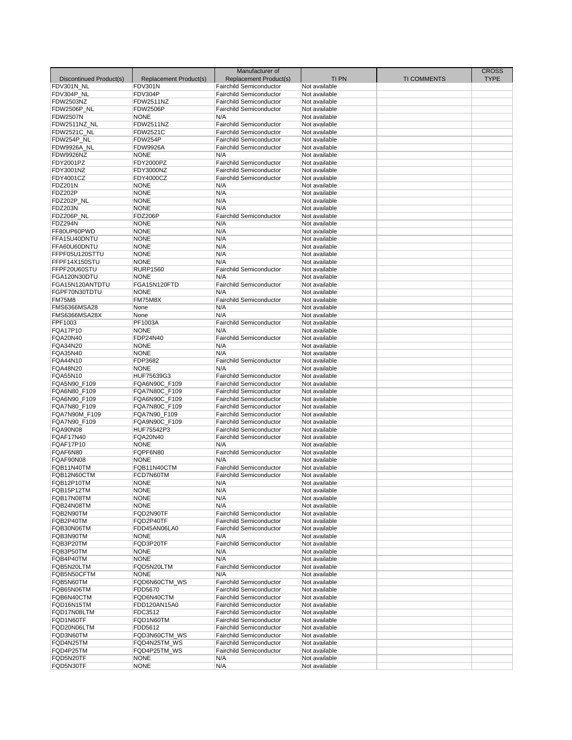| Discontinued Product(s) | Replacement Product(s) | Manufacturer of Replacement Product(s) | TI PN | TI COMMENTS | CROSS TYPE |
|---|---|---|---|---|---|
| FDV301N_NL | FDV301N | Fairchild Semiconductor | Not available | | |
| FDV304P_NL | FDV304P | Fairchild Semiconductor | Not available | | |
| FDW2503NZ | FDW2511NZ | Fairchild Semiconductor | Not available | | |
| FDW2506P_NL | FDW2506P | Fairchild Semiconductor | Not available | | |
| FDW2507N | NONE | N/A | Not available | | |
| FDW2511NZ_NL | FDW2511NZ | Fairchild Semiconductor | Not available | | |
| FDW2521C_NL | FDW2521C | Fairchild Semiconductor | Not available | | |
| FDW254P_NL | FDW254P | Fairchild Semiconductor | Not available | | |
| FDW9926A_NL | FDW9926A | Fairchild Semiconductor | Not available | | |
| FDW9926NZ | NONE | N/A | Not available | | |
| FDY2001PZ | FDY2000PZ | Fairchild Semiconductor | Not available | | |
| FDY3001NZ | FDY3000NZ | Fairchild Semiconductor | Not available | | |
| FDY4001CZ | FDY4000CZ | Fairchild Semiconductor | Not available | | |
| FDZ201N | NONE | N/A | Not available | | |
| FDZ202P | NONE | N/A | Not available | | |
| FDZ202P_NL | NONE | N/A | Not available | | |
| FDZ203N | NONE | N/A | Not available | | |
| FDZ206P_NL | FDZ206P | Fairchild Semiconductor | Not available | | |
| FDZ294N | NONE | N/A | Not available | | |
| FF80UP60PWD | NONE | N/A | Not available | | |
| FFA15U40DNTU | NONE | N/A | Not available | | |
| FFA60U60DNTU | NONE | N/A | Not available | | |
| FFPF05U120STTU | NONE | N/A | Not available | | |
| FFPF14X150STU | NONE | N/A | Not available | | |
| FFPF20U60STU | RURP1560 | Fairchild Semiconductor | Not available | | |
| FGA120N30DTU | NONE | N/A | Not available | | |
| FGA15N120ANTDTU | FGA15N120FTD | Fairchild Semiconductor | Not available | | |
| FGPF70N30TDTU | NONE | N/A | Not available | | |
| FM75M8 | FM75M8X | Fairchild Semiconductor | Not available | | |
| FMS6366MSA28 | None | N/A | Not available | | |
| FMS6366MSA28X | None | N/A | Not available | | |
| FPF1003 | PF1003A | Fairchild Semiconductor | Not available | | |
| FQA17P10 | NONE | N/A | Not available | | |
| FQA20N40 | FDP24N40 | Fairchild Semiconductor | Not available | | |
| FQA34N20 | NONE | N/A | Not available | | |
| FQA35N40 | NONE | N/A | Not available | | |
| FQA44N10 | FDP3682 | Fairchild Semiconductor | Not available | | |
| FQA48N20 | NONE | N/A | Not available | | |
| FQA55N10 | HUF75639G3 | Fairchild Semiconductor | Not available | | |
| FQA5N90_F109 | FQA6N90C_F109 | Fairchild Semiconductor | Not available | | |
| FQA6N80_F109 | FQA7N80C_F109 | Fairchild Semiconductor | Not available | | |
| FQA6N90_F109 | FQA6N90C_F109 | Fairchild Semiconductor | Not available | | |
| FQA7N80_F109 | FQA7N80C_F109 | Fairchild Semiconductor | Not available | | |
| FQA7N90M_F109 | FQA7N90_F109 | Fairchild Semiconductor | Not available | | |
| FQA7N90_F109 | FQA9N90C_F109 | Fairchild Semiconductor | Not available | | |
| FQA90N08 | HUF75542P3 | Fairchild Semiconductor | Not available | | |
| FQAF17N40 | FQA20N40 | Fairchild Semiconductor | Not available | | |
| FQAF17P10 | NONE | N/A | Not available | | |
| FQAF6N80 | FQPF6N80 | Fairchild Semiconductor | Not available | | |
| FQAF90N08 | NONE | N/A | Not available | | |
| FQB11N40TM | FQB11N40CTM | Fairchild Semiconductor | Not available | | |
| FQB12N60CTM | FCD7N60TM | Fairchild Semiconductor | Not available | | |
| FQB12P10TM | NONE | N/A | Not available | | |
| FQB15P12TM | NONE | N/A | Not available | | |
| FQB17N08TM | NONE | N/A | Not available | | |
| FQB24N08TM | NONE | N/A | Not available | | |
| FQB2N90TM | FQD2N90TF | Fairchild Semiconductor | Not available | | |
| FQB2P40TM | FQD2P40TF | Fairchild Semiconductor | Not available | | |
| FQB30N06TM | FDD45AN06LA0 | Fairchild Semiconductor | Not available | | |
| FQB3N90TM | NONE | N/A | Not available | | |
| FQB3P20TM | FQD3P20TF | Fairchild Semiconductor | Not available | | |
| FQB3P50TM | NONE | N/A | Not available | | |
| FQB4P40TM | NONE | N/A | Not available | | |
| FQB5N20LTM | FQD5N20LTM | Fairchild Semiconductor | Not available | | |
| FQB5N50CFTM | NONE | N/A | Not available | | |
| FQB5N60TM | FQD6N60CTM_WS | Fairchild Semiconductor | Not available | | |
| FQB65N06TM | FDD5670 | Fairchild Semiconductor | Not available | | |
| FQB6N40CTM | FQD6N40CTM | Fairchild Semiconductor | Not available | | |
| FQD16N15TM | FDD120AN15A0 | Fairchild Semiconductor | Not available | | |
| FQD17N08LTM | FDC3512 | Fairchild Semiconductor | Not available | | |
| FQD1N60TF | FQD1N60TM | Fairchild Semiconductor | Not available | | |
| FQD20N06LTM | FDD5612 | Fairchild Semiconductor | Not available | | |
| FQD3N60TM | FQD3N60CTM_WS | Fairchild Semiconductor | Not available | | |
| FQD4N25TM | FQD4N25TM_WS | Fairchild Semiconductor | Not available | | |
| FQD4P25TM | FQD4P25TM_WS | Fairchild Semiconductor | Not available | | |
| FQD5N20TF | NONE | N/A | Not available | | |
| FQD5N30TF | NONE | N/A | Not available | | |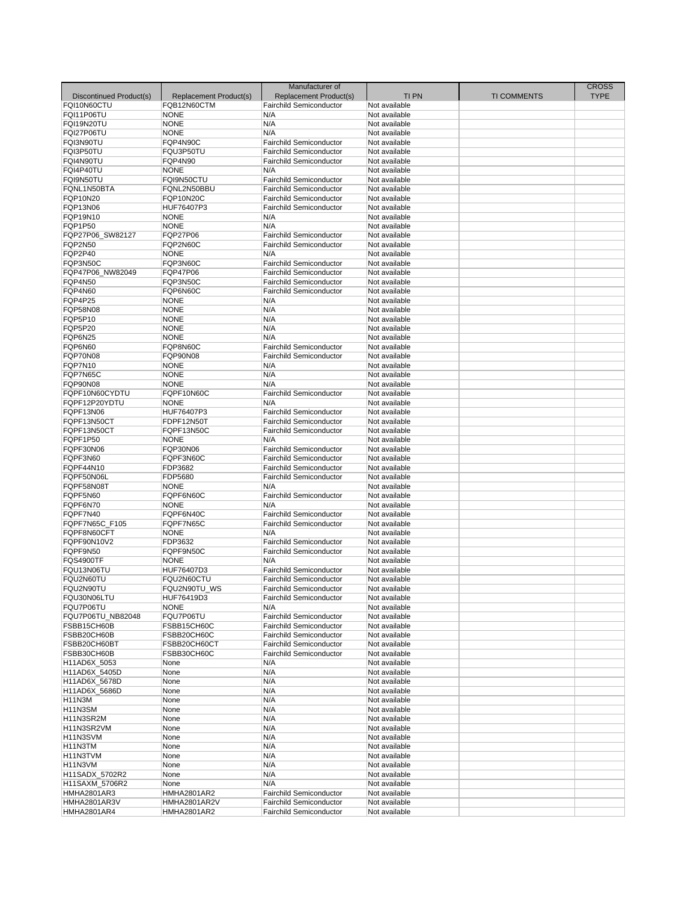| Discontinued Product(s) | Replacement Product(s) | Manufacturer of Replacement Product(s) | TI PN | TI COMMENTS | CROSS TYPE |
|---|---|---|---|---|---|
| FQI10N60CTU | FQB12N60CTM | Fairchild Semiconductor | Not available | | |
| FQI11P06TU | NONE | N/A | Not available | | |
| FQI19N20TU | NONE | N/A | Not available | | |
| FQI27P06TU | NONE | N/A | Not available | | |
| FQI3N90TU | FQP4N90C | Fairchild Semiconductor | Not available | | |
| FQI3P50TU | FQU3P50TU | Fairchild Semiconductor | Not available | | |
| FQI4N90TU | FQP4N90 | Fairchild Semiconductor | Not available | | |
| FQI4P40TU | NONE | N/A | Not available | | |
| FQI9N50TU | FQI9N50CTU | Fairchild Semiconductor | Not available | | |
| FQNL1N50BTA | FQNL2N50BBU | Fairchild Semiconductor | Not available | | |
| FQP10N20 | FQP10N20C | Fairchild Semiconductor | Not available | | |
| FQP13N06 | HUF76407P3 | Fairchild Semiconductor | Not available | | |
| FQP19N10 | NONE | N/A | Not available | | |
| FQP1P50 | NONE | N/A | Not available | | |
| FQP27P06_SW82127 | FQP27P06 | Fairchild Semiconductor | Not available | | |
| FQP2N50 | FQP2N60C | Fairchild Semiconductor | Not available | | |
| FQP2P40 | NONE | N/A | Not available | | |
| FQP3N50C | FQP3N60C | Fairchild Semiconductor | Not available | | |
| FQP47P06_NW82049 | FQP47P06 | Fairchild Semiconductor | Not available | | |
| FQP4N50 | FQP3N50C | Fairchild Semiconductor | Not available | | |
| FQP4N60 | FQP6N60C | Fairchild Semiconductor | Not available | | |
| FQP4P25 | NONE | N/A | Not available | | |
| FQP58N08 | NONE | N/A | Not available | | |
| FQP5P10 | NONE | N/A | Not available | | |
| FQP5P20 | NONE | N/A | Not available | | |
| FQP6N25 | NONE | N/A | Not available | | |
| FQP6N60 | FQP8N60C | Fairchild Semiconductor | Not available | | |
| FQP70N08 | FQP90N08 | Fairchild Semiconductor | Not available | | |
| FQP7N10 | NONE | N/A | Not available | | |
| FQP7N65C | NONE | N/A | Not available | | |
| FQP90N08 | NONE | N/A | Not available | | |
| FQPF10N60CYDTU | FQPF10N60C | Fairchild Semiconductor | Not available | | |
| FQPF12P20YDTU | NONE | N/A | Not available | | |
| FQPF13N06 | HUF76407P3 | Fairchild Semiconductor | Not available | | |
| FQPF13N50CT | FDPF12N50T | Fairchild Semiconductor | Not available | | |
| FQPF13N50CT | FQPF13N50C | Fairchild Semiconductor | Not available | | |
| FQPF1P50 | NONE | N/A | Not available | | |
| FQPF30N06 | FQP30N06 | Fairchild Semiconductor | Not available | | |
| FQPF3N60 | FQPF3N60C | Fairchild Semiconductor | Not available | | |
| FQPF44N10 | FDP3682 | Fairchild Semiconductor | Not available | | |
| FQPF50N06L | FDP5680 | Fairchild Semiconductor | Not available | | |
| FQPF58N08T | NONE | N/A | Not available | | |
| FQPF5N60 | FQPF6N60C | Fairchild Semiconductor | Not available | | |
| FQPF6N70 | NONE | N/A | Not available | | |
| FQPF7N40 | FQPF6N40C | Fairchild Semiconductor | Not available | | |
| FQPF7N65C_F105 | FQPF7N65C | Fairchild Semiconductor | Not available | | |
| FQPF8N60CFT | NONE | N/A | Not available | | |
| FQPF90N10V2 | FDP3632 | Fairchild Semiconductor | Not available | | |
| FQPF9N50 | FQPF9N50C | Fairchild Semiconductor | Not available | | |
| FQS4900TF | NONE | N/A | Not available | | |
| FQU13N06TU | HUF76407D3 | Fairchild Semiconductor | Not available | | |
| FQU2N60TU | FQU2N60CTU | Fairchild Semiconductor | Not available | | |
| FQU2N90TU | FQU2N90TU_WS | Fairchild Semiconductor | Not available | | |
| FQU30N06LTU | HUF76419D3 | Fairchild Semiconductor | Not available | | |
| FQU7P06TU | NONE | N/A | Not available | | |
| FQU7P06TU_NB82048 | FQU7P06TU | Fairchild Semiconductor | Not available | | |
| FSBB15CH60B | FSBB15CH60C | Fairchild Semiconductor | Not available | | |
| FSBB20CH60B | FSBB20CH60C | Fairchild Semiconductor | Not available | | |
| FSBB20CH60BT | FSBB20CH60CT | Fairchild Semiconductor | Not available | | |
| FSBB30CH60B | FSBB30CH60C | Fairchild Semiconductor | Not available | | |
| H11AD6X_5053 | None | N/A | Not available | | |
| H11AD6X_5405D | None | N/A | Not available | | |
| H11AD6X_5678D | None | N/A | Not available | | |
| H11AD6X_5686D | None | N/A | Not available | | |
| H11N3M | None | N/A | Not available | | |
| H11N3SM | None | N/A | Not available | | |
| H11N3SR2M | None | N/A | Not available | | |
| H11N3SR2VM | None | N/A | Not available | | |
| H11N3SVM | None | N/A | Not available | | |
| H11N3TM | None | N/A | Not available | | |
| H11N3TVM | None | N/A | Not available | | |
| H11N3VM | None | N/A | Not available | | |
| H11SADX_5702R2 | None | N/A | Not available | | |
| H11SAXM_5706R2 | None | N/A | Not available | | |
| HMHA2801AR3 | HMHA2801AR2 | Fairchild Semiconductor | Not available | | |
| HMHA2801AR3V | HMHA2801AR2V | Fairchild Semiconductor | Not available | | |
| HMHA2801AR4 | HMHA2801AR2 | Fairchild Semiconductor | Not available | | |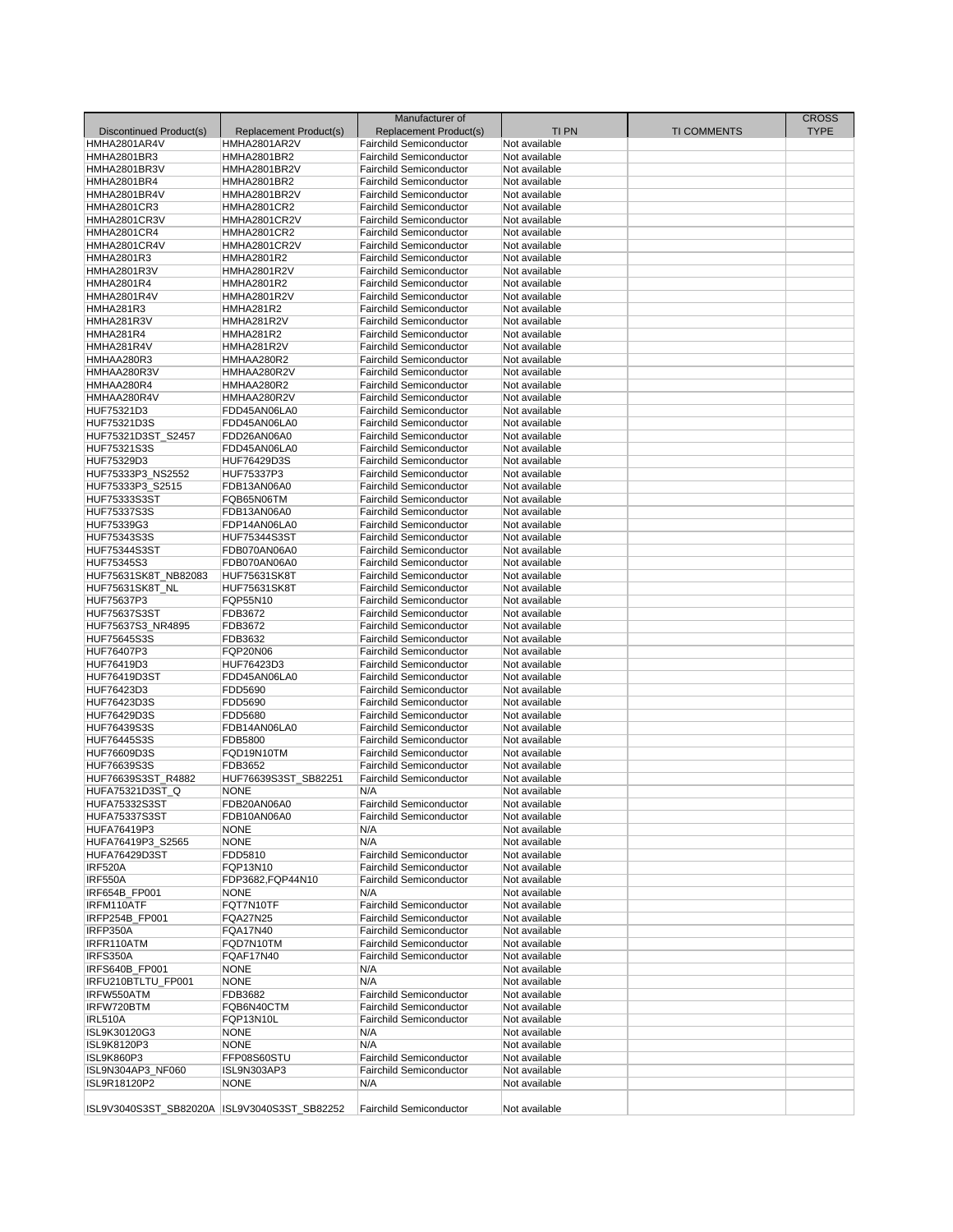| Discontinued Product(s) | Replacement Product(s) | Manufacturer of Replacement Product(s) | TI PN | TI COMMENTS | CROSS TYPE |
|---|---|---|---|---|---|
| HMHA2801AR4V | HMHA2801AR2V | Fairchild Semiconductor | Not available | | |
| HMHA2801BR3 | HMHA2801BR2 | Fairchild Semiconductor | Not available | | |
| HMHA2801BR3V | HMHA2801BR2V | Fairchild Semiconductor | Not available | | |
| HMHA2801BR4 | HMHA2801BR2 | Fairchild Semiconductor | Not available | | |
| HMHA2801BR4V | HMHA2801BR2V | Fairchild Semiconductor | Not available | | |
| HMHA2801CR3 | HMHA2801CR2 | Fairchild Semiconductor | Not available | | |
| HMHA2801CR3V | HMHA2801CR2V | Fairchild Semiconductor | Not available | | |
| HMHA2801CR4 | HMHA2801CR2 | Fairchild Semiconductor | Not available | | |
| HMHA2801CR4V | HMHA2801CR2V | Fairchild Semiconductor | Not available | | |
| HMHA2801R3 | HMHA2801R2 | Fairchild Semiconductor | Not available | | |
| HMHA2801R3V | HMHA2801R2V | Fairchild Semiconductor | Not available | | |
| HMHA2801R4 | HMHA2801R2 | Fairchild Semiconductor | Not available | | |
| HMHA2801R4V | HMHA2801R2V | Fairchild Semiconductor | Not available | | |
| HMHA281R3 | HMHA281R2 | Fairchild Semiconductor | Not available | | |
| HMHA281R3V | HMHA281R2V | Fairchild Semiconductor | Not available | | |
| HMHA281R4 | HMHA281R2 | Fairchild Semiconductor | Not available | | |
| HMHA281R4V | HMHA281R2V | Fairchild Semiconductor | Not available | | |
| HMHAA280R3 | HMHAA280R2 | Fairchild Semiconductor | Not available | | |
| HMHAA280R3V | HMHAA280R2V | Fairchild Semiconductor | Not available | | |
| HMHAA280R4 | HMHAA280R2 | Fairchild Semiconductor | Not available | | |
| HMHAA280R4V | HMHAA280R2V | Fairchild Semiconductor | Not available | | |
| HUF75321D3 | FDD45AN06LA0 | Fairchild Semiconductor | Not available | | |
| HUF75321D3S | FDD45AN06LA0 | Fairchild Semiconductor | Not available | | |
| HUF75321D3ST_S2457 | FDD26AN06A0 | Fairchild Semiconductor | Not available | | |
| HUF75321S3S | FDD45AN06LA0 | Fairchild Semiconductor | Not available | | |
| HUF75329D3 | HUF76429D3S | Fairchild Semiconductor | Not available | | |
| HUF75333P3_NS2552 | HUF75337P3 | Fairchild Semiconductor | Not available | | |
| HUF75333P3_S2515 | FDB13AN06A0 | Fairchild Semiconductor | Not available | | |
| HUF75333S3ST | FQB65N06TM | Fairchild Semiconductor | Not available | | |
| HUF75337S3S | FDB13AN06A0 | Fairchild Semiconductor | Not available | | |
| HUF75339G3 | FDP14AN06LA0 | Fairchild Semiconductor | Not available | | |
| HUF75343S3S | HUF75344S3ST | Fairchild Semiconductor | Not available | | |
| HUF75344S3ST | FDB070AN06A0 | Fairchild Semiconductor | Not available | | |
| HUF75345S3 | FDB070AN06A0 | Fairchild Semiconductor | Not available | | |
| HUF75631SK8T_NB82083 | HUF75631SK8T | Fairchild Semiconductor | Not available | | |
| HUF75631SK8T_NL | HUF75631SK8T | Fairchild Semiconductor | Not available | | |
| HUF75637P3 | FQP55N10 | Fairchild Semiconductor | Not available | | |
| HUF75637S3ST | FDB3672 | Fairchild Semiconductor | Not available | | |
| HUF75637S3_NR4895 | FDB3672 | Fairchild Semiconductor | Not available | | |
| HUF75645S3S | FDB3632 | Fairchild Semiconductor | Not available | | |
| HUF76407P3 | FQP20N06 | Fairchild Semiconductor | Not available | | |
| HUF76419D3 | HUF76423D3 | Fairchild Semiconductor | Not available | | |
| HUF76419D3ST | FDD45AN06LA0 | Fairchild Semiconductor | Not available | | |
| HUF76423D3 | FDD5690 | Fairchild Semiconductor | Not available | | |
| HUF76423D3S | FDD5690 | Fairchild Semiconductor | Not available | | |
| HUF76429D3S | FDD5680 | Fairchild Semiconductor | Not available | | |
| HUF76439S3S | FDB14AN06LA0 | Fairchild Semiconductor | Not available | | |
| HUF76445S3S | FDB5800 | Fairchild Semiconductor | Not available | | |
| HUF76609D3S | FQD19N10TM | Fairchild Semiconductor | Not available | | |
| HUF76639S3S | FDB3652 | Fairchild Semiconductor | Not available | | |
| HUF76639S3ST_R4882 | HUF76639S3ST_SB82251 | Fairchild Semiconductor | Not available | | |
| HUFA75321D3ST_Q | NONE | N/A | Not available | | |
| HUFA75332S3ST | FDB20AN06A0 | Fairchild Semiconductor | Not available | | |
| HUFA75337S3ST | FDB10AN06A0 | Fairchild Semiconductor | Not available | | |
| HUFA76419P3 | NONE | N/A | Not available | | |
| HUFA76419P3_S2565 | NONE | N/A | Not available | | |
| HUFA76429D3ST | FDD5810 | Fairchild Semiconductor | Not available | | |
| IRF520A | FQP13N10 | Fairchild Semiconductor | Not available | | |
| IRF550A | FDP3682,FQP44N10 | Fairchild Semiconductor | Not available | | |
| IRF654B_FP001 | NONE | N/A | Not available | | |
| IRFM110ATF | FQT7N10TF | Fairchild Semiconductor | Not available | | |
| IRFP254B_FP001 | FQA27N25 | Fairchild Semiconductor | Not available | | |
| IRFP350A | FQA17N40 | Fairchild Semiconductor | Not available | | |
| IRFR110ATM | FQD7N10TM | Fairchild Semiconductor | Not available | | |
| IRFS350A | FQAF17N40 | Fairchild Semiconductor | Not available | | |
| IRFS640B_FP001 | NONE | N/A | Not available | | |
| IRFU210BTLTU_FP001 | NONE | N/A | Not available | | |
| IRFW550ATM | FDB3682 | Fairchild Semiconductor | Not available | | |
| IRFW720BTM | FQB6N40CTM | Fairchild Semiconductor | Not available | | |
| IRL510A | FQP13N10L | Fairchild Semiconductor | Not available | | |
| ISL9K30120G3 | NONE | N/A | Not available | | |
| ISL9K8120P3 | NONE | N/A | Not available | | |
| ISL9K860P3 | FFP08S60STU | Fairchild Semiconductor | Not available | | |
| ISL9N304AP3_NF060 | ISL9N303AP3 | Fairchild Semiconductor | Not available | | |
| ISL9R18120P2 | NONE | N/A | Not available | | |
| ISL9V3040S3ST_SB82020A | ISL9V3040S3ST_SB82252 | Fairchild Semiconductor | Not available | | |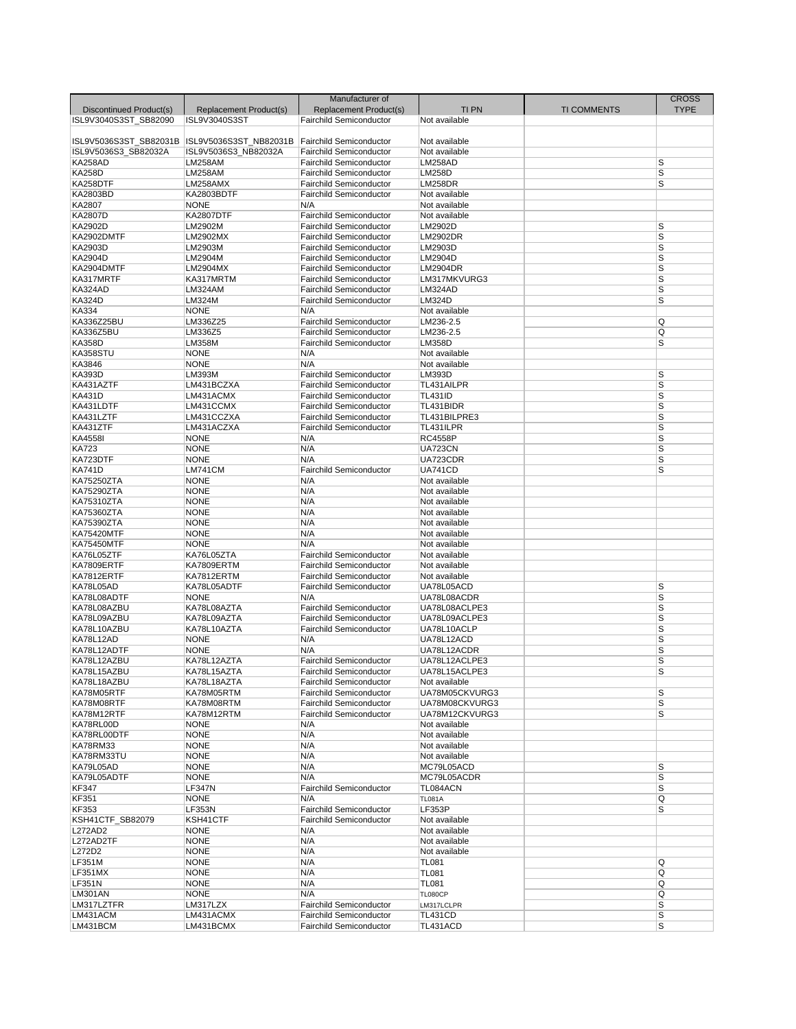| Discontinued Product(s) | Replacement Product(s) | Manufacturer of Replacement Product(s) | TI PN | TI COMMENTS | CROSS TYPE |
|---|---|---|---|---|---|
| ISL9V3040S3ST_SB82090 | ISL9V3040S3ST | Fairchild Semiconductor | Not available | | |
| ISL9V5036S3ST_SB82031B | ISL9V5036S3ST_NB82031B | Fairchild Semiconductor | Not available | | |
| ISL9V5036S3_SB82032A | ISL9V5036S3_NB82032A | Fairchild Semiconductor | Not available | | |
| KA258AD | LM258AM | Fairchild Semiconductor | LM258AD | | S |
| KA258D | LM258AM | Fairchild Semiconductor | LM258D | | S |
| KA258DTF | LM258AMX | Fairchild Semiconductor | LM258DR | | S |
| KA2803BD | KA2803BDTF | Fairchild Semiconductor | Not available | | |
| KA2807 | NONE | N/A | Not available | | |
| KA2807D | KA2807DTF | Fairchild Semiconductor | Not available | | |
| KA2902D | LM2902M | Fairchild Semiconductor | LM2902D | | S |
| KA2902DMTF | LM2902MX | Fairchild Semiconductor | LM2902DR | | S |
| KA2903D | LM2903M | Fairchild Semiconductor | LM2903D | | S |
| KA2904D | LM2904M | Fairchild Semiconductor | LM2904D | | S |
| KA2904DMTF | LM2904MX | Fairchild Semiconductor | LM2904DR | | S |
| KA317MRTF | KA317MRTM | Fairchild Semiconductor | LM317MKVURG3 | | S |
| KA324AD | LM324AM | Fairchild Semiconductor | LM324AD | | S |
| KA324D | LM324M | Fairchild Semiconductor | LM324D | | S |
| KA334 | NONE | N/A | Not available | | |
| KA336Z25BU | LM336Z25 | Fairchild Semiconductor | LM236-2.5 | | Q |
| KA336Z5BU | LM336Z5 | Fairchild Semiconductor | LM236-2.5 | | Q |
| KA358D | LM358M | Fairchild Semiconductor | LM358D | | S |
| KA358STU | NONE | N/A | Not available | | |
| KA3846 | NONE | N/A | Not available | | |
| KA393D | LM393M | Fairchild Semiconductor | LM393D | | S |
| KA431AZTF | LM431BCZXA | Fairchild Semiconductor | TL431AILPR | | S |
| KA431D | LM431ACMX | Fairchild Semiconductor | TL431ID | | S |
| KA431LDTF | LM431CCMX | Fairchild Semiconductor | TL431BIDR | | S |
| KA431LZTF | LM431CCZXA | Fairchild Semiconductor | TL431BILPRE3 | | S |
| KA431ZTF | LM431ACZXA | Fairchild Semiconductor | TL431ILPR | | S |
| KA4558I | NONE | N/A | RC4558P | | S |
| KA723 | NONE | N/A | UA723CN | | S |
| KA723DTF | NONE | N/A | UA723CDR | | S |
| KA741D | LM741CM | Fairchild Semiconductor | UA741CD | | S |
| KA75250ZTA | NONE | N/A | Not available | | |
| KA75290ZTA | NONE | N/A | Not available | | |
| KA75310ZTA | NONE | N/A | Not available | | |
| KA75360ZTA | NONE | N/A | Not available | | |
| KA75390ZTA | NONE | N/A | Not available | | |
| KA75420MTF | NONE | N/A | Not available | | |
| KA75450MTF | NONE | N/A | Not available | | |
| KA76L05ZTF | KA76L05ZTA | Fairchild Semiconductor | Not available | | |
| KA7809ERTF | KA7809ERTM | Fairchild Semiconductor | Not available | | |
| KA7812ERTF | KA7812ERTM | Fairchild Semiconductor | Not available | | |
| KA78L05AD | KA78L05ADTF | Fairchild Semiconductor | UA78L05ACD | | S |
| KA78L08ADTF | NONE | N/A | UA78L08ACDR | | S |
| KA78L08AZBU | KA78L08AZTA | Fairchild Semiconductor | UA78L08ACLPE3 | | S |
| KA78L09AZBU | KA78L09AZTA | Fairchild Semiconductor | UA78L09ACLPE3 | | S |
| KA78L10AZBU | KA78L10AZTA | Fairchild Semiconductor | UA78L10ACLP | | S |
| KA78L12AD | NONE | N/A | UA78L12ACD | | S |
| KA78L12ADTF | NONE | N/A | UA78L12ACDR | | S |
| KA78L12AZBU | KA78L12AZTA | Fairchild Semiconductor | UA78L12ACLPE3 | | S |
| KA78L15AZBU | KA78L15AZTA | Fairchild Semiconductor | UA78L15ACLPE3 | | S |
| KA78L18AZBU | KA78L18AZTA | Fairchild Semiconductor | Not available | | |
| KA78M05RTF | KA78M05RTM | Fairchild Semiconductor | UA78M05CKVURG3 | | S |
| KA78M08RTF | KA78M08RTM | Fairchild Semiconductor | UA78M08CKVURG3 | | S |
| KA78M12RTF | KA78M12RTM | Fairchild Semiconductor | UA78M12CKVURG3 | | S |
| KA78RL00D | NONE | N/A | Not available | | |
| KA78RL00DTF | NONE | N/A | Not available | | |
| KA78RM33 | NONE | N/A | Not available | | |
| KA78RM33TU | NONE | N/A | Not available | | |
| KA79L05AD | NONE | N/A | MC79L05ACD | | S |
| KA79L05ADTF | NONE | N/A | MC79L05ACDR | | S |
| KF347 | LF347N | Fairchild Semiconductor | TL084ACN | | S |
| KF351 | NONE | N/A | TL081A | | Q |
| KF353 | LF353N | Fairchild Semiconductor | LF353P | | S |
| KSH41CTF_SB82079 | KSH41CTF | Fairchild Semiconductor | Not available | | |
| L272AD2 | NONE | N/A | Not available | | |
| L272AD2TF | NONE | N/A | Not available | | |
| L272D2 | NONE | N/A | Not available | | |
| LF351M | NONE | N/A | TL081 | | Q |
| LF351MX | NONE | N/A | TL081 | | Q |
| LF351N | NONE | N/A | TL081 | | Q |
| LM301AN | NONE | N/A | TL080CP | | Q |
| LM317LZTFR | LM317LZX | Fairchild Semiconductor | LM317LCLPR | | S |
| LM431ACM | LM431ACMX | Fairchild Semiconductor | TL431CD | | S |
| LM431BCM | LM431BCMX | Fairchild Semiconductor | TL431ACD | | S |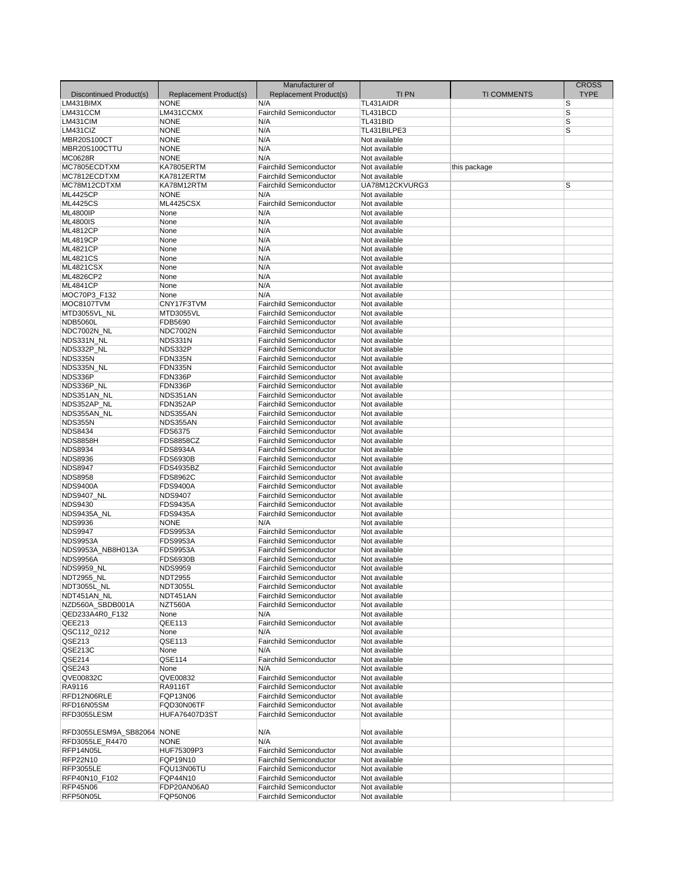| Discontinued Product(s) | Replacement Product(s) | Manufacturer of Replacement Product(s) | TI PN | TI COMMENTS | CROSS TYPE |
|---|---|---|---|---|---|
| LM431BIMX | NONE | N/A | TL431AIDR | | S |
| LM431CCM | LM431CCMX | Fairchild Semiconductor | TL431BCD | | S |
| LM431CIM | NONE | N/A | TL431BID | | S |
| LM431CIZ | NONE | N/A | TL431BILPE3 | | S |
| MBR20S100CT | NONE | N/A | Not available | | |
| MBR20S100CTTU | NONE | N/A | Not available | | |
| MC0628R | NONE | N/A | Not available | | |
| MC7805ECDTXM | KA7805ERTM | Fairchild Semiconductor | Not available | this package | |
| MC7812ECDTXM | KA7812ERTM | Fairchild Semiconductor | Not available | | |
| MC78M12CDTXM | KA78M12RTM | Fairchild Semiconductor | UA78M12CKVURG3 | | S |
| ML4425CP | NONE | N/A | Not available | | |
| ML4425CS | ML4425CSX | Fairchild Semiconductor | Not available | | |
| ML4800IP | None | N/A | Not available | | |
| ML4800IS | None | N/A | Not available | | |
| ML4812CP | None | N/A | Not available | | |
| ML4819CP | None | N/A | Not available | | |
| ML4821CP | None | N/A | Not available | | |
| ML4821CS | None | N/A | Not available | | |
| ML4821CSX | None | N/A | Not available | | |
| ML4826CP2 | None | N/A | Not available | | |
| ML4841CP | None | N/A | Not available | | |
| MOC70P3_F132 | None | N/A | Not available | | |
| MOC8107TVM | CNY17F3TVM | Fairchild Semiconductor | Not available | | |
| MTD3055VL_NL | MTD3055VL | Fairchild Semiconductor | Not available | | |
| NDB5060L | FDB5690 | Fairchild Semiconductor | Not available | | |
| NDC7002N_NL | NDC7002N | Fairchild Semiconductor | Not available | | |
| NDS331N_NL | NDS331N | Fairchild Semiconductor | Not available | | |
| NDS332P_NL | NDS332P | Fairchild Semiconductor | Not available | | |
| NDS335N | FDN335N | Fairchild Semiconductor | Not available | | |
| NDS335N_NL | FDN335N | Fairchild Semiconductor | Not available | | |
| NDS336P | FDN336P | Fairchild Semiconductor | Not available | | |
| NDS336P_NL | FDN336P | Fairchild Semiconductor | Not available | | |
| NDS351AN_NL | NDS351AN | Fairchild Semiconductor | Not available | | |
| NDS352AP_NL | FDN352AP | Fairchild Semiconductor | Not available | | |
| NDS355AN_NL | NDS355AN | Fairchild Semiconductor | Not available | | |
| NDS355N | NDS355AN | Fairchild Semiconductor | Not available | | |
| NDS8434 | FDS6375 | Fairchild Semiconductor | Not available | | |
| NDS8858H | FDS8858CZ | Fairchild Semiconductor | Not available | | |
| NDS8934 | FDS8934A | Fairchild Semiconductor | Not available | | |
| NDS8936 | FDS6930B | Fairchild Semiconductor | Not available | | |
| NDS8947 | FDS4935BZ | Fairchild Semiconductor | Not available | | |
| NDS8958 | FDS8962C | Fairchild Semiconductor | Not available | | |
| NDS9400A | FDS9400A | Fairchild Semiconductor | Not available | | |
| NDS9407_NL | NDS9407 | Fairchild Semiconductor | Not available | | |
| NDS9430 | FDS9435A | Fairchild Semiconductor | Not available | | |
| NDS9435A_NL | FDS9435A | Fairchild Semiconductor | Not available | | |
| NDS9936 | NONE | N/A | Not available | | |
| NDS9947 | FDS9953A | Fairchild Semiconductor | Not available | | |
| NDS9953A | FDS9953A | Fairchild Semiconductor | Not available | | |
| NDS9953A_NB8H013A | FDS9953A | Fairchild Semiconductor | Not available | | |
| NDS9956A | FDS6930B | Fairchild Semiconductor | Not available | | |
| NDS9959_NL | NDS9959 | Fairchild Semiconductor | Not available | | |
| NDT2955_NL | NDT2955 | Fairchild Semiconductor | Not available | | |
| NDT3055L_NL | NDT3055L | Fairchild Semiconductor | Not available | | |
| NDT451AN_NL | NDT451AN | Fairchild Semiconductor | Not available | | |
| NZD560A_SBDB001A | NZT560A | Fairchild Semiconductor | Not available | | |
| QED233A4R0_F132 | None | N/A | Not available | | |
| QEE213 | QEE113 | Fairchild Semiconductor | Not available | | |
| QSC112_0212 | None | N/A | Not available | | |
| QSE213 | QSE113 | Fairchild Semiconductor | Not available | | |
| QSE213C | None | N/A | Not available | | |
| QSE214 | QSE114 | Fairchild Semiconductor | Not available | | |
| QSE243 | None | N/A | Not available | | |
| QVE00832C | QVE00832 | Fairchild Semiconductor | Not available | | |
| RA9116 | RA9116T | Fairchild Semiconductor | Not available | | |
| RFD12N06RLE | FQP13N06 | Fairchild Semiconductor | Not available | | |
| RFD16N05SM | FQD30N06TF | Fairchild Semiconductor | Not available | | |
| RFD3055LESM | HUFA76407D3ST | Fairchild Semiconductor | Not available | | |
| RFD3055LESM9A_SB82064 | NONE | N/A | Not available | | |
| RFD3055LE_R4470 | NONE | N/A | Not available | | |
| RFP14N05L | HUF75309P3 | Fairchild Semiconductor | Not available | | |
| RFP22N10 | FQP19N10 | Fairchild Semiconductor | Not available | | |
| RFP3055LE | FQU13N06TU | Fairchild Semiconductor | Not available | | |
| RFP40N10_F102 | FQP44N10 | Fairchild Semiconductor | Not available | | |
| RFP45N06 | FDP20AN06A0 | Fairchild Semiconductor | Not available | | |
| RFP50N05L | FQP50N06 | Fairchild Semiconductor | Not available | | |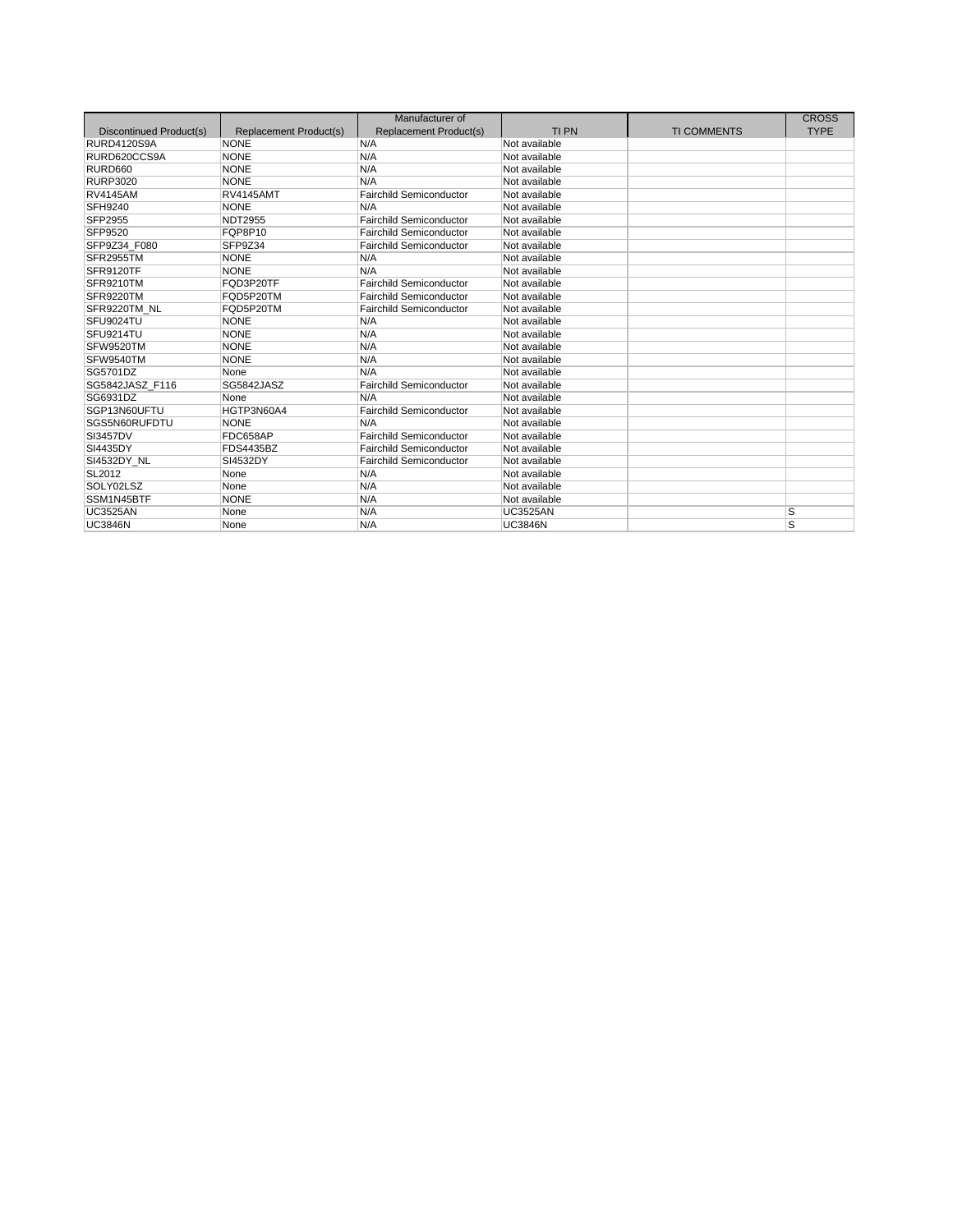| Discontinued Product(s) | Replacement Product(s) | Manufacturer of Replacement Product(s) | TI PN | TI COMMENTS | CROSS TYPE |
|---|---|---|---|---|---|
| RURD4120S9A | NONE | N/A | Not available | | |
| RURD620CCS9A | NONE | N/A | Not available | | |
| RURD660 | NONE | N/A | Not available | | |
| RURP3020 | NONE | N/A | Not available | | |
| RV4145AM | RV4145AMT | Fairchild Semiconductor | Not available | | |
| SFH9240 | NONE | N/A | Not available | | |
| SFP2955 | NDT2955 | Fairchild Semiconductor | Not available | | |
| SFP9520 | FQP8P10 | Fairchild Semiconductor | Not available | | |
| SFP9Z34_F080 | SFP9Z34 | Fairchild Semiconductor | Not available | | |
| SFR2955TM | NONE | N/A | Not available | | |
| SFR9120TF | NONE | N/A | Not available | | |
| SFR9210TM | FQD3P20TF | Fairchild Semiconductor | Not available | | |
| SFR9220TM | FQD5P20TM | Fairchild Semiconductor | Not available | | |
| SFR9220TM_NL | FQD5P20TM | Fairchild Semiconductor | Not available | | |
| SFU9024TU | NONE | N/A | Not available | | |
| SFU9214TU | NONE | N/A | Not available | | |
| SFW9520TM | NONE | N/A | Not available | | |
| SFW9540TM | NONE | N/A | Not available | | |
| SG5701DZ | None | N/A | Not available | | |
| SG5842JASZ_F116 | SG5842JASZ | Fairchild Semiconductor | Not available | | |
| SG6931DZ | None | N/A | Not available | | |
| SGP13N60UFTU | HGTP3N60A4 | Fairchild Semiconductor | Not available | | |
| SGS5N60RUFDTU | NONE | N/A | Not available | | |
| SI3457DV | FDC658AP | Fairchild Semiconductor | Not available | | |
| SI4435DY | FDS4435BZ | Fairchild Semiconductor | Not available | | |
| SI4532DY_NL | SI4532DY | Fairchild Semiconductor | Not available | | |
| SL2012 | None | N/A | Not available | | |
| SOLY02LSZ | None | N/A | Not available | | |
| SSM1N45BTF | NONE | N/A | Not available | | |
| UC3525AN | None | N/A | UC3525AN | | S |
| UC3846N | None | N/A | UC3846N | | S |